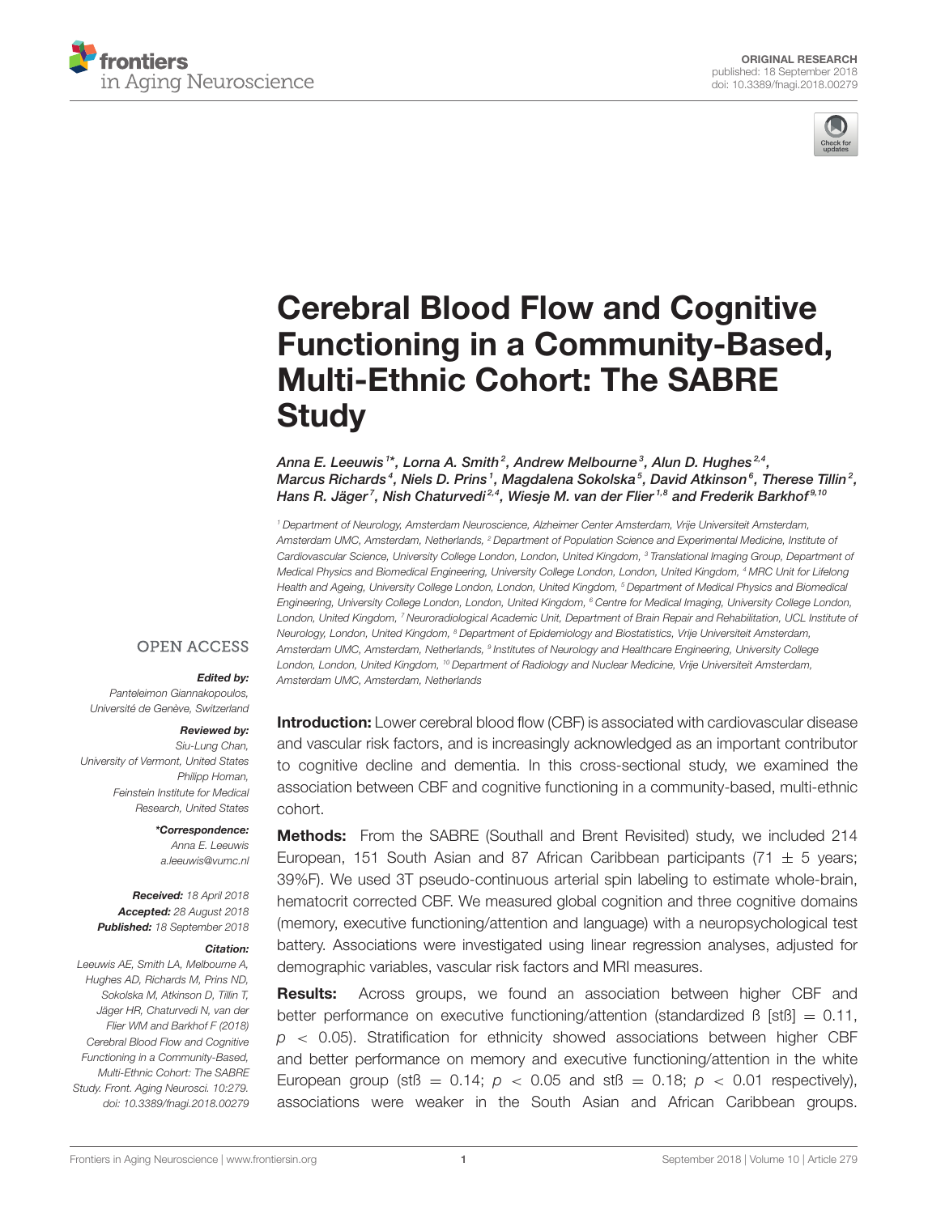ORIGINAL RESEARCH
published: 18 September 2018
doi: 10.3389/fnagi.2018.00279

# Cerebral Blood Flow and Cognitive Functioning in a Community-Based, Multi-Ethnic Cohort: The SABRE Study

*Anna E. Leeuwis[1]\*, Lorna A. Smith[2], Andrew Melbourne[3], Alun D. Hughes[2,4], Marcus Richards[4], Niels D. Prins[1], Magdalena Sokolska[5], David Atkinson[6], Therese Tillin[2], Hans R. Jäger[7], Nish Chaturvedi[2,4], Wiesje M. van der Flier[1,8] and Frederik Barkhof[9,10]*

[1] Department of Neurology, Amsterdam Neuroscience, Alzheimer Center Amsterdam, Vrije Universiteit Amsterdam, Amsterdam UMC, Amsterdam, Netherlands, [2] Department of Population Science and Experimental Medicine, Institute of Cardiovascular Science, University College London, London, United Kingdom, [3] Translational Imaging Group, Department of Medical Physics and Biomedical Engineering, University College London, London, United Kingdom, [4] MRC Unit for Lifelong Health and Ageing, University College London, London, United Kingdom, [5] Department of Medical Physics and Biomedical Engineering, University College London, London, United Kingdom, [6] Centre for Medical Imaging, University College London, London, United Kingdom, [7] Neuroradiological Academic Unit, Department of Brain Repair and Rehabilitation, UCL Institute of Neurology, London, United Kingdom, [8] Department of Epidemiology and Biostatistics, Vrije Universiteit Amsterdam, Amsterdam UMC, Amsterdam, Netherlands, [9] Institutes of Neurology and Healthcare Engineering, University College London, London, United Kingdom, [10] Department of Radiology and Nuclear Medicine, Vrije Universiteit Amsterdam, Amsterdam UMC, Amsterdam, Netherlands

**Introduction:** Lower cerebral blood flow (CBF) is associated with cardiovascular disease and vascular risk factors, and is increasingly acknowledged as an important contributor to cognitive decline and dementia. In this cross-sectional study, we examined the association between CBF and cognitive functioning in a community-based, multi-ethnic cohort.

**Methods:** From the SABRE (Southall and Brent Revisited) study, we included 214 European, 151 South Asian and 87 African Caribbean participants (71 ± 5 years; 39%F). We used 3T pseudo-continuous arterial spin labeling to estimate whole-brain, hematocrit corrected CBF. We measured global cognition and three cognitive domains (memory, executive functioning/attention and language) with a neuropsychological test battery. Associations were investigated using linear regression analyses, adjusted for demographic variables, vascular risk factors and MRI measures.

**Results:** Across groups, we found an association between higher CBF and better performance on executive functioning/attention (standardized ß [stß] = 0.11, $p < 0.05$). Stratification for ethnicity showed associations between higher CBF and better performance on memory and executive functioning/attention in the white European group (stß = 0.14; $p < 0.05$ and stß = 0.18; $p < 0.01$ respectively), associations were weaker in the South Asian and African Caribbean groups.

OPEN ACCESS

**Edited by:**
Panteleimon Giannakopoulos,
Université de Genève, Switzerland

**Reviewed by:**
Siu-Lung Chan,
University of Vermont, United States
Philipp Homan,
Feinstein Institute for Medical Research, United States

**\*Correspondence:**
Anna E. Leeuwis
a.leeuwis@vumc.nl

**Received:** 18 April 2018
**Accepted:** 28 August 2018
**Published:** 18 September 2018

**Citation:**
Leeuwis AE, Smith LA, Melbourne A, Hughes AD, Richards M, Prins ND, Sokolska M, Atkinson D, Tillin T, Jäger HR, Chaturvedi N, van der Flier WM and Barkhof F (2018) Cerebral Blood Flow and Cognitive Functioning in a Community-Based, Multi-Ethnic Cohort: The SABRE Study. Front. Aging Neurosci. 10:279. doi: 10.3389/fnagi.2018.00279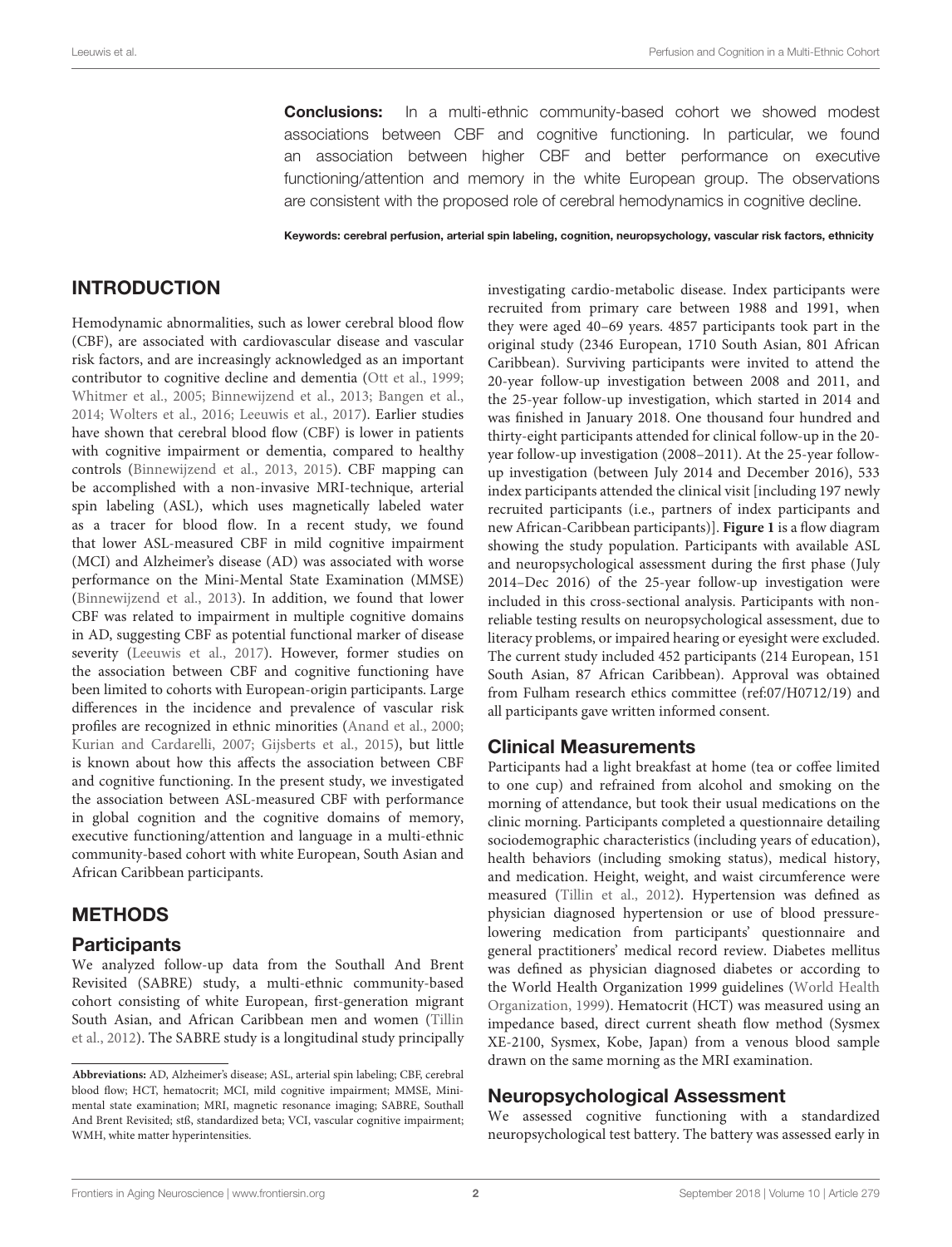**Conclusions:** In a multi-ethnic community-based cohort we showed modest associations between CBF and cognitive functioning. In particular, we found an association between higher CBF and better performance on executive functioning/attention and memory in the white European group. The observations are consistent with the proposed role of cerebral hemodynamics in cognitive decline.

**Keywords: cerebral perfusion, arterial spin labeling, cognition, neuropsychology, vascular risk factors, ethnicity**

## INTRODUCTION

Hemodynamic abnormalities, such as lower cerebral blood flow (CBF), are associated with cardiovascular disease and vascular risk factors, and are increasingly acknowledged as an important contributor to cognitive decline and dementia (Ott et al., 1999; Whitmer et al., 2005; Binnewijzend et al., 2013; Bangen et al., 2014; Wolters et al., 2016; Leeuwis et al., 2017). Earlier studies have shown that cerebral blood flow (CBF) is lower in patients with cognitive impairment or dementia, compared to healthy controls (Binnewijzend et al., 2013, 2015). CBF mapping can be accomplished with a non-invasive MRI-technique, arterial spin labeling (ASL), which uses magnetically labeled water as a tracer for blood flow. In a recent study, we found that lower ASL-measured CBF in mild cognitive impairment (MCI) and Alzheimer's disease (AD) was associated with worse performance on the Mini-Mental State Examination (MMSE) (Binnewijzend et al., 2013). In addition, we found that lower CBF was related to impairment in multiple cognitive domains in AD, suggesting CBF as potential functional marker of disease severity (Leeuwis et al., 2017). However, former studies on the association between CBF and cognitive functioning have been limited to cohorts with European-origin participants. Large differences in the incidence and prevalence of vascular risk profiles are recognized in ethnic minorities (Anand et al., 2000; Kurian and Cardarelli, 2007; Gijsberts et al., 2015), but little is known about how this affects the association between CBF and cognitive functioning. In the present study, we investigated the association between ASL-measured CBF with performance in global cognition and the cognitive domains of memory, executive functioning/attention and language in a multi-ethnic community-based cohort with white European, South Asian and African Caribbean participants.

## METHODS

### Participants

We analyzed follow-up data from the Southall And Brent Revisited (SABRE) study, a multi-ethnic community-based cohort consisting of white European, first-generation migrant South Asian, and African Caribbean men and women (Tillin et al., 2012). The SABRE study is a longitudinal study principally investigating cardio-metabolic disease. Index participants were recruited from primary care between 1988 and 1991, when they were aged 40–69 years. 4857 participants took part in the original study (2346 European, 1710 South Asian, 801 African Caribbean). Surviving participants were invited to attend the 20-year follow-up investigation between 2008 and 2011, and the 25-year follow-up investigation, which started in 2014 and was finished in January 2018. One thousand four hundred and thirty-eight participants attended for clinical follow-up in the 20-year follow-up investigation (2008–2011). At the 25-year follow-up investigation (between July 2014 and December 2016), 533 index participants attended the clinical visit [including 197 newly recruited participants (i.e., partners of index participants and new African-Caribbean participants)]. **Figure 1** is a flow diagram showing the study population. Participants with available ASL and neuropsychological assessment during the first phase (July 2014–Dec 2016) of the 25-year follow-up investigation were included in this cross-sectional analysis. Participants with non-reliable testing results on neuropsychological assessment, due to literacy problems, or impaired hearing or eyesight were excluded. The current study included 452 participants (214 European, 151 South Asian, 87 African Caribbean). Approval was obtained from Fulham research ethics committee (ref:07/H0712/19) and all participants gave written informed consent.

### Clinical Measurements

Participants had a light breakfast at home (tea or coffee limited to one cup) and refrained from alcohol and smoking on the morning of attendance, but took their usual medications on the clinic morning. Participants completed a questionnaire detailing sociodemographic characteristics (including years of education), health behaviors (including smoking status), medical history, and medication. Height, weight, and waist circumference were measured (Tillin et al., 2012). Hypertension was defined as physician diagnosed hypertension or use of blood pressure-lowering medication from participants' questionnaire and general practitioners' medical record review. Diabetes mellitus was defined as physician diagnosed diabetes or according to the World Health Organization 1999 guidelines (World Health Organization, 1999). Hematocrit (HCT) was measured using an impedance based, direct current sheath flow method (Sysmex XE-2100, Sysmex, Kobe, Japan) from a venous blood sample drawn on the same morning as the MRI examination.

### Neuropsychological Assessment

We assessed cognitive functioning with a standardized neuropsychological test battery. The battery was assessed early in

**Abbreviations:** AD, Alzheimer's disease; ASL, arterial spin labeling; CBF, cerebral blood flow; HCT, hematocrit; MCI, mild cognitive impairment; MMSE, Mini-mental state examination; MRI, magnetic resonance imaging; SABRE, Southall And Brent Revisited; stß, standardized beta; VCI, vascular cognitive impairment; WMH, white matter hyperintensities.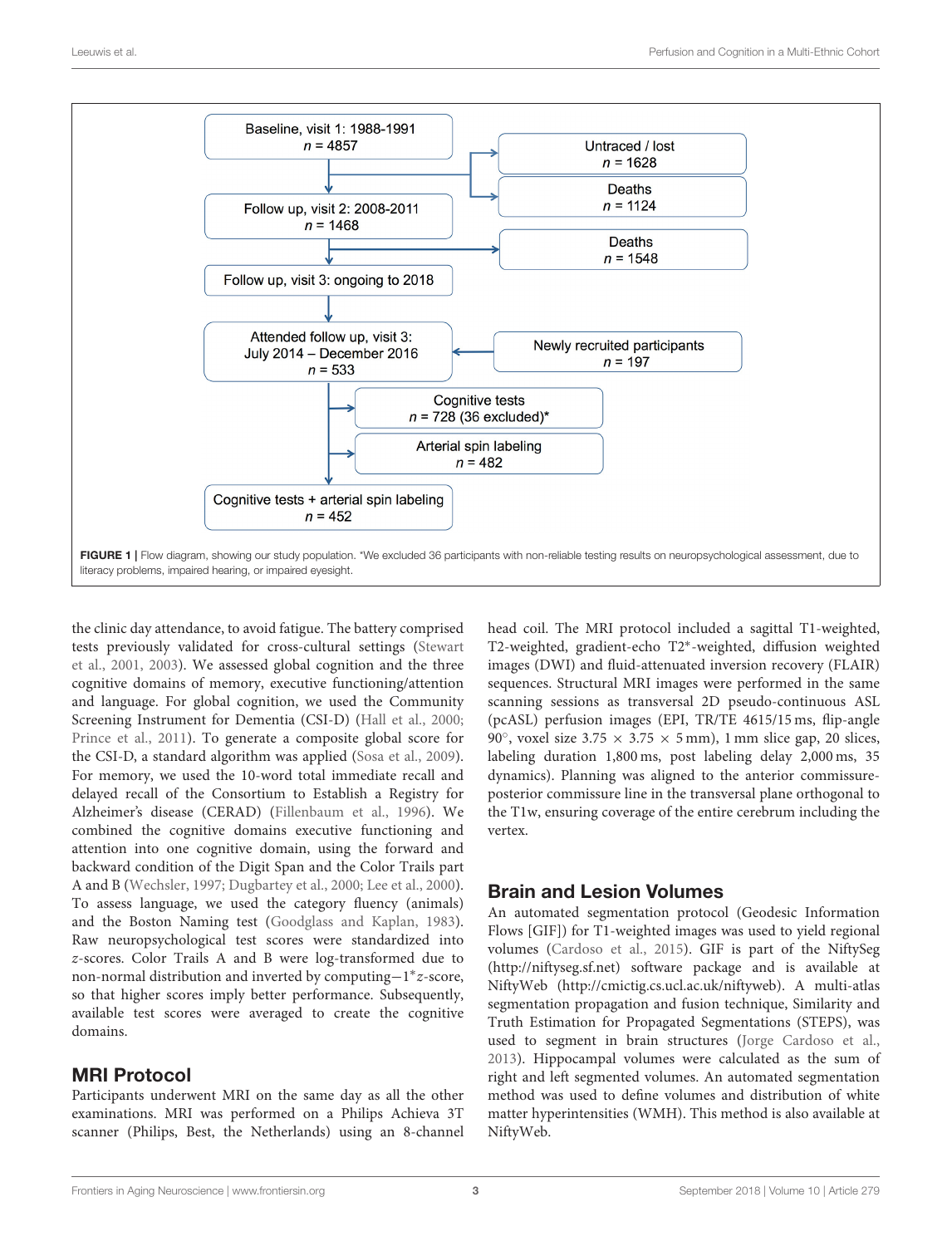Baseline, visit 1: 1988-1991
*n* = 4857

Untraced / lost
*n* = 1628

Deaths
*n* = 1124

Follow up, visit 2: 2008-2011
*n* = 1468

Deaths
*n* = 1548

Follow up, visit 3: ongoing to 2018

Attended follow up, visit 3:
July 2014 – December 2016
*n* = 533

Newly recruited participants
*n* = 197

Cognitive tests
*n* = 728 (36 excluded)*

Arterial spin labeling
*n* = 482

Cognitive tests + arterial spin labeling
*n* = 452

**FIGURE 1** | Flow diagram, showing our study population. *We excluded 36 participants with non-reliable testing results on neuropsychological assessment, due to literacy problems, impaired hearing, or impaired eyesight.

the clinic day attendance, to avoid fatigue. The battery comprised tests previously validated for cross-cultural settings (Stewart et al., 2001, 2003). We assessed global cognition and the three cognitive domains of memory, executive functioning/attention and language. For global cognition, we used the Community Screening Instrument for Dementia (CSI-D) (Hall et al., 2000; Prince et al., 2011). To generate a composite global score for the CSI-D, a standard algorithm was applied (Sosa et al., 2009). For memory, we used the 10-word total immediate recall and delayed recall of the Consortium to Establish a Registry for Alzheimer's disease (CERAD) (Fillenbaum et al., 1996). We combined the cognitive domains executive functioning and attention into one cognitive domain, using the forward and backward condition of the Digit Span and the Color Trails part A and B (Wechsler, 1997; Dugbartey et al., 2000; Lee et al., 2000). To assess language, we used the category fluency (animals) and the Boston Naming test (Goodglass and Kaplan, 1983). Raw neuropsychological test scores were standardized into *z*-scores. Color Trails A and B were log-transformed due to non-normal distribution and inverted by computing $-1^{*}z$-score, so that higher scores imply better performance. Subsequently, available test scores were averaged to create the cognitive domains.

## MRI Protocol

Participants underwent MRI on the same day as all the other examinations. MRI was performed on a Philips Achieva 3T scanner (Philips, Best, the Netherlands) using an 8-channel head coil. The MRI protocol included a sagittal T1-weighted, T2-weighted, gradient-echo T2*-weighted, diffusion weighted images (DWI) and fluid-attenuated inversion recovery (FLAIR) sequences. Structural MRI images were performed in the same scanning sessions as transversal 2D pseudo-continuous ASL (pcASL) perfusion images (EPI, TR/TE 4615/15 ms, flip-angle 90°, voxel size $3.75 \times 3.75 \times 5$ mm), 1 mm slice gap, 20 slices, labeling duration 1,800 ms, post labeling delay 2,000 ms, 35 dynamics). Planning was aligned to the anterior commissure-posterior commissure line in the transversal plane orthogonal to the T1w, ensuring coverage of the entire cerebrum including the vertex.

## Brain and Lesion Volumes

An automated segmentation protocol (Geodesic Information Flows [GIF]) for T1-weighted images was used to yield regional volumes (Cardoso et al., 2015). GIF is part of the NiftySeg (http://niftyseg.sf.net) software package and is available at NiftyWeb (http://cmictig.cs.ucl.ac.uk/niftyweb). A multi-atlas segmentation propagation and fusion technique, Similarity and Truth Estimation for Propagated Segmentations (STEPS), was used to segment in brain structures (Jorge Cardoso et al., 2013). Hippocampal volumes were calculated as the sum of right and left segmented volumes. An automated segmentation method was used to define volumes and distribution of white matter hyperintensities (WMH). This method is also available at NiftyWeb.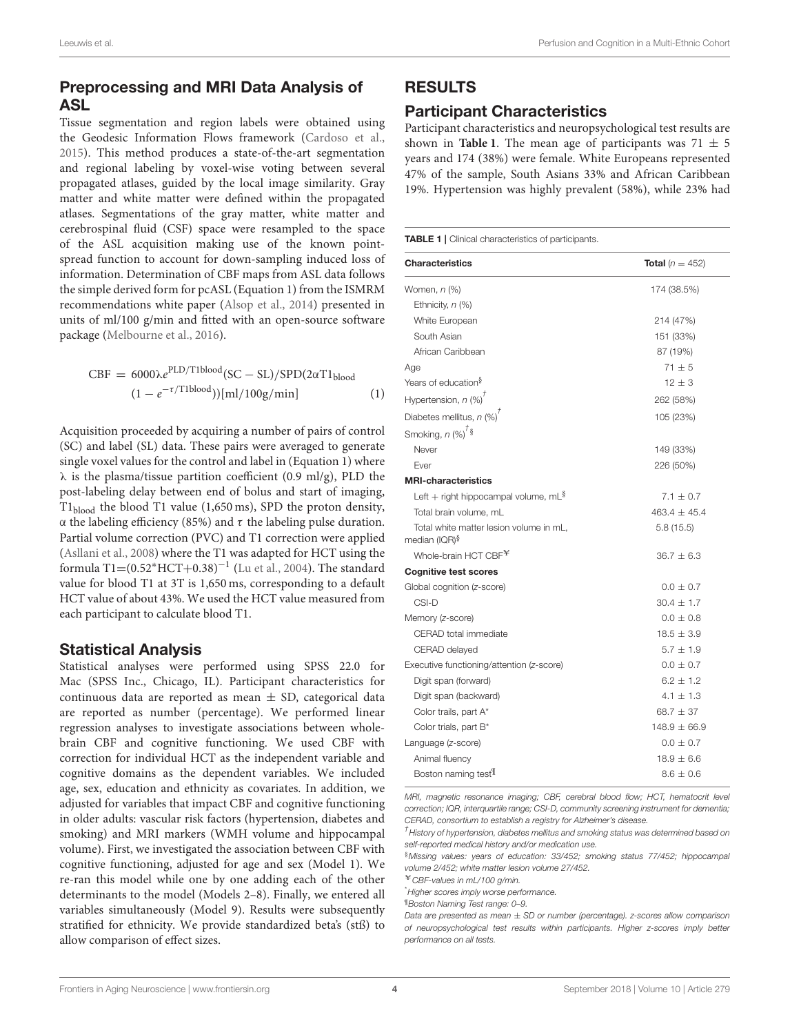## Preprocessing and MRI Data Analysis of ASL

Tissue segmentation and region labels were obtained using the Geodesic Information Flows framework (Cardoso et al., 2015). This method produces a state-of-the-art segmentation and regional labeling by voxel-wise voting between several propagated atlases, guided by the local image similarity. Gray matter and white matter were defined within the propagated atlases. Segmentations of the gray matter, white matter and cerebrospinal fluid (CSF) space were resampled to the space of the ASL acquisition making use of the known point-spread function to account for down-sampling induced loss of information. Determination of CBF maps from ASL data follows the simple derived form for pcASL (Equation 1) from the ISMRM recommendations white paper (Alsop et al., 2014) presented in units of ml/100 g/min and fitted with an open-source software package (Melbourne et al., 2016).

$$\text{CBF} = 6000\lambda e^{\text{PLD}/\text{T1blood}}(\text{SC} - \text{SL})/\text{SPD}(2\alpha \text{T1}_{\text{blood}}(1 - e^{-\tau/\text{T1blood}}))[\text{ml}/100\text{g}/\text{min}] \quad (1)$$

Acquisition proceeded by acquiring a number of pairs of control (SC) and label (SL) data. These pairs were averaged to generate single voxel values for the control and label in (Equation 1) where $\lambda$ is the plasma/tissue partition coefficient (0.9 ml/g), PLD the post-labeling delay between end of bolus and start of imaging, $\text{T1}_{\text{blood}}$ the blood T1 value (1,650 ms), SPD the proton density, $\alpha$ the labeling efficiency (85%) and $\tau$ the labeling pulse duration. Partial volume correction (PVC) and T1 correction were applied (Asllani et al., 2008) where the T1 was adapted for HCT using the formula $\text{T1}=(0.52^*\text{HCT}+0.38)^{-1}$ (Lu et al., 2004). The standard value for blood T1 at 3T is 1,650 ms, corresponding to a default HCT value of about 43%. We used the HCT value measured from each participant to calculate blood T1.

## Statistical Analysis

Statistical analyses were performed using SPSS 22.0 for Mac (SPSS Inc., Chicago, IL). Participant characteristics for continuous data are reported as mean ± SD, categorical data are reported as number (percentage). We performed linear regression analyses to investigate associations between whole-brain CBF and cognitive functioning. We used CBF with correction for individual HCT as the independent variable and cognitive domains as the dependent variables. We included age, sex, education and ethnicity as covariates. In addition, we adjusted for variables that impact CBF and cognitive functioning in older adults: vascular risk factors (hypertension, diabetes and smoking) and MRI markers (WMH volume and hippocampal volume). First, we investigated the association between CBF with cognitive functioning, adjusted for age and sex (Model 1). We re-ran this model while one by one adding each of the other determinants to the model (Models 2–8). Finally, we entered all variables simultaneously (Model 9). Results were subsequently stratified for ethnicity. We provide standardized beta's (stß) to allow comparison of effect sizes.

# RESULTS

## Participant Characteristics

Participant characteristics and neuropsychological test results are shown in **Table 1**. The mean age of participants was 71 ± 5 years and 174 (38%) were female. White Europeans represented 47% of the sample, South Asians 33% and African Caribbean 19%. Hypertension was highly prevalent (58%), while 23% had

**TABLE 1** | Clinical characteristics of participants.

| Characteristics | Total ($n$ = 452) |
|---|---|
| Women, $n$ (%) | 174 (38.5%) |
| Ethnicity, $n$ (%) | |
| White European | 214 (47%) |
| South Asian | 151 (33%) |
| African Caribbean | 87 (19%) |
| Age | 71 ± 5 |
| Years of education[§] | 12 ± 3 |
| Hypertension, $n$ (%)[†] | 262 (58%) |
| Diabetes mellitus, $n$ (%)[†] | 105 (23%) |
| Smoking, $n$ (%)[†][§] | |
| Never | 149 (33%) |
| Ever | 226 (50%) |
| **MRI-characteristics** | |
| Left + right hippocampal volume, mL[§] | 7.1 ± 0.7 |
| Total brain volume, mL | 463.4 ± 45.4 |
| Total white matter lesion volume in mL, median (IQR)[§] | 5.8 (15.5) |
| Whole-brain HCT CBF[¥] | 36.7 ± 6.3 |
| **Cognitive test scores** | |
| Global cognition ($z$-score) | 0.0 ± 0.7 |
| CSI-D | 30.4 ± 1.7 |
| Memory ($z$-score) | 0.0 ± 0.8 |
| CERAD total immediate | 18.5 ± 3.9 |
| CERAD delayed | 5.7 ± 1.9 |
| Executive functioning/attention ($z$-score) | 0.0 ± 0.7 |
| Digit span (forward) | 6.2 ± 1.2 |
| Digit span (backward) | 4.1 ± 1.3 |
| Color trails, part A[*] | 68.7 ± 37 |
| Color trials, part B[*] | 148.9 ± 66.9 |
| Language ($z$-score) | 0.0 ± 0.7 |
| Animal fluency | 18.9 ± 6.6 |
| Boston naming test[¶] | 8.6 ± 0.6 |

*MRI, magnetic resonance imaging; CBF, cerebral blood flow; HCT, hematocrit level correction; IQR, interquartile range; CSI-D, community screening instrument for dementia; CERAD, consortium to establish a registry for Alzheimer's disease.*

[†] *History of hypertension, diabetes mellitus and smoking status was determined based on self-reported medical history and/or medication use.*

[§] *Missing values: years of education: 33/452; smoking status 77/452; hippocampal volume 2/452; white matter lesion volume 27/452.*

[¥] *CBF-values in mL/100 g/min.*

[*] *Higher scores imply worse performance.*

[¶] *Boston Naming Test range: 0–9.*

*Data are presented as mean ± SD or number (percentage). z-scores allow comparison of neuropsychological test results within participants. Higher z-scores imply better performance on all tests.*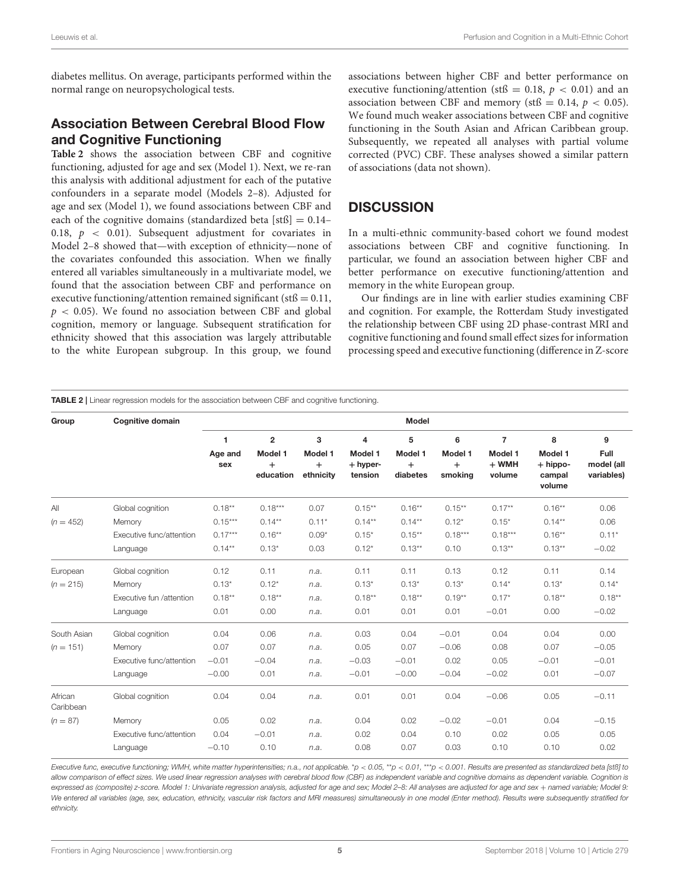diabetes mellitus. On average, participants performed within the normal range on neuropsychological tests.

## Association Between Cerebral Blood Flow and Cognitive Functioning

**Table 2** shows the association between CBF and cognitive functioning, adjusted for age and sex (Model 1). Next, we re-ran this analysis with additional adjustment for each of the putative confounders in a separate model (Models 2–8). Adjusted for age and sex (Model 1), we found associations between CBF and each of the cognitive domains (standardized beta [stß] = 0.14–0.18, $p < 0.01$). Subsequent adjustment for covariates in Model 2–8 showed that—with exception of ethnicity—none of the covariates confounded this association. When we finally entered all variables simultaneously in a multivariate model, we found that the association between CBF and performance on executive functioning/attention remained significant (stß = 0.11, $p < 0.05$). We found no association between CBF and global cognition, memory or language. Subsequent stratification for ethnicity showed that this association was largely attributable to the white European subgroup. In this group, we found associations between higher CBF and better performance on executive functioning/attention (stß = 0.18, $p < 0.01$) and an association between CBF and memory (stß = 0.14, $p < 0.05$). We found much weaker associations between CBF and cognitive functioning in the South Asian and African Caribbean group. Subsequently, we repeated all analyses with partial volume corrected (PVC) CBF. These analyses showed a similar pattern of associations (data not shown).

## DISCUSSION

In a multi-ethnic community-based cohort we found modest associations between CBF and cognitive functioning. In particular, we found an association between higher CBF and better performance on executive functioning/attention and memory in the white European group.

Our findings are in line with earlier studies examining CBF and cognition. For example, the Rotterdam Study investigated the relationship between CBF using 2D phase-contrast MRI and cognitive functioning and found small effect sizes for information processing speed and executive functioning (difference in Z-score

**TABLE 2** | Linear regression models for the association between CBF and cognitive functioning.

| Group | Cognitive domain | Model | | | | | | | | |
|---|---|---|---|---|---|---|---|---|---|---|
| | | 1 | 2 | 3 | 4 | 5 | 6 | 7 | 8 | 9 |
| | | Age and sex | Model 1 + education | Model 1 + ethnicity | Model 1 + hyper-tension | Model 1 + diabetes | Model 1 + smoking | Model 1 + WMH volume | Model 1 + hippo-campal volume | Full model (all variables) |
| All | Global cognition | 0.18** | 0.18*** | 0.07 | 0.15** | 0.16** | 0.15** | 0.17** | 0.16** | 0.06 |
| ($n = 452$) | Memory | 0.15*** | 0.14** | 0.11* | 0.14** | 0.14** | 0.12* | 0.15* | 0.14** | 0.06 |
| | Executive func/attention | 0.17*** | 0.16** | 0.09* | 0.15* | 0.15** | 0.18*** | 0.18*** | 0.16** | 0.11* |
| | Language | 0.14** | 0.13* | 0.03 | 0.12* | 0.13** | 0.10 | 0.13** | 0.13** | −0.02 |
| European | Global cognition | 0.12 | 0.11 | *n.a.* | 0.11 | 0.11 | 0.13 | 0.12 | 0.11 | 0.14 |
| ($n = 215$) | Memory | 0.13* | 0.12* | *n.a.* | 0.13* | 0.13* | 0.13* | 0.14* | 0.13* | 0.14* |
| | Executive fun /attention | 0.18** | 0.18** | *n.a.* | 0.18** | 0.18** | 0.19** | 0.17* | 0.18** | 0.18** |
| | Language | 0.01 | 0.00 | *n.a.* | 0.01 | 0.01 | 0.01 | −0.01 | 0.00 | −0.02 |
| South Asian | Global cognition | 0.04 | 0.06 | *n.a.* | 0.03 | 0.04 | −0.01 | 0.04 | 0.04 | 0.00 |
| ($n = 151$) | Memory | 0.07 | 0.07 | *n.a.* | 0.05 | 0.07 | −0.06 | 0.08 | 0.07 | −0.05 |
| | Executive func/attention | −0.01 | −0.04 | *n.a.* | −0.03 | −0.01 | 0.02 | 0.05 | −0.01 | −0.01 |
| | Language | −0.00 | 0.01 | *n.a.* | −0.01 | −0.00 | −0.04 | −0.02 | 0.01 | −0.07 |
| African Caribbean | Global cognition | 0.04 | 0.04 | *n.a.* | 0.01 | 0.01 | 0.04 | −0.06 | 0.05 | −0.11 |
| ($n = 87$) | Memory | 0.05 | 0.02 | *n.a.* | 0.04 | 0.02 | −0.02 | −0.01 | 0.04 | −0.15 |
| | Executive func/attention | 0.04 | −0.01 | *n.a.* | 0.02 | 0.04 | 0.10 | 0.02 | 0.05 | 0.05 |
| | Language | −0.10 | 0.10 | *n.a.* | 0.08 | 0.07 | 0.03 | 0.10 | 0.10 | 0.02 |

*Executive func, executive functioning; WMH, white matter hyperintensities; n.a., not applicable. *p < 0.05, **p < 0.01, ***p < 0.001. Results are presented as standardized beta [stß] to allow comparison of effect sizes. We used linear regression analyses with cerebral blood flow (CBF) as independent variable and cognitive domains as dependent variable. Cognition is expressed as (composite) z-score. Model 1: Univariate regression analysis, adjusted for age and sex; Model 2–8: All analyses are adjusted for age and sex + named variable; Model 9: We entered all variables (age, sex, education, ethnicity, vascular risk factors and MRI measures) simultaneously in one model (Enter method). Results were subsequently stratified for ethnicity.*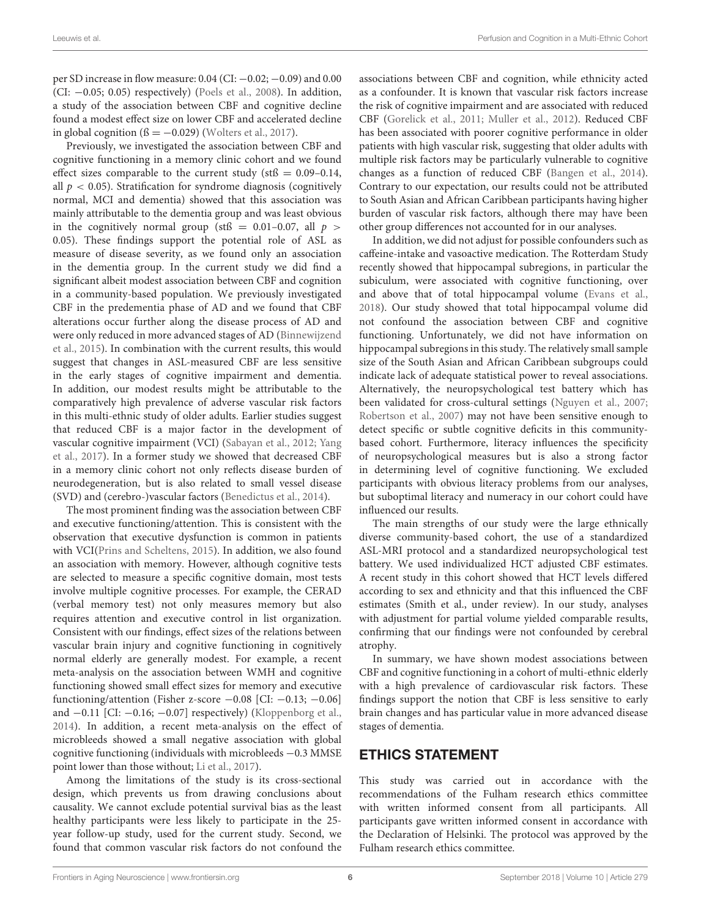per SD increase in flow measure: 0.04 (CI: −0.02; −0.09) and 0.00 (CI: −0.05; 0.05) respectively) (Poels et al., 2008). In addition, a study of the association between CBF and cognitive decline found a modest effect size on lower CBF and accelerated decline in global cognition ($ß = -0.029$) (Wolters et al., 2017).

Previously, we investigated the association between CBF and cognitive functioning in a memory clinic cohort and we found effect sizes comparable to the current study ($stß = 0.09–0.14$, all $p < 0.05$). Stratification for syndrome diagnosis (cognitively normal, MCI and dementia) showed that this association was mainly attributable to the dementia group and was least obvious in the cognitively normal group ($stß = 0.01–0.07$, all $p > 0.05$). These findings support the potential role of ASL as measure of disease severity, as we found only an association in the dementia group. In the current study we did find a significant albeit modest association between CBF and cognition in a community-based population. We previously investigated CBF in the predementia phase of AD and we found that CBF alterations occur further along the disease process of AD and were only reduced in more advanced stages of AD (Binnewijzend et al., 2015). In combination with the current results, this would suggest that changes in ASL-measured CBF are less sensitive in the early stages of cognitive impairment and dementia. In addition, our modest results might be attributable to the comparatively high prevalence of adverse vascular risk factors in this multi-ethnic study of older adults. Earlier studies suggest that reduced CBF is a major factor in the development of vascular cognitive impairment (VCI) (Sabayan et al., 2012; Yang et al., 2017). In a former study we showed that decreased CBF in a memory clinic cohort not only reflects disease burden of neurodegeneration, but is also related to small vessel disease (SVD) and (cerebro-)vascular factors (Benedictus et al., 2014).

The most prominent finding was the association between CBF and executive functioning/attention. This is consistent with the observation that executive dysfunction is common in patients with VCI(Prins and Scheltens, 2015). In addition, we also found an association with memory. However, although cognitive tests are selected to measure a specific cognitive domain, most tests involve multiple cognitive processes. For example, the CERAD (verbal memory test) not only measures memory but also requires attention and executive control in list organization. Consistent with our findings, effect sizes of the relations between vascular brain injury and cognitive functioning in cognitively normal elderly are generally modest. For example, a recent meta-analysis on the association between WMH and cognitive functioning showed small effect sizes for memory and executive functioning/attention (Fisher z-score −0.08 [CI: −0.13; −0.06] and −0.11 [CI: −0.16; −0.07] respectively) (Kloppenborg et al., 2014). In addition, a recent meta-analysis on the effect of microbleeds showed a small negative association with global cognitive functioning (individuals with microbleeds −0.3 MMSE point lower than those without; Li et al., 2017).

Among the limitations of the study is its cross-sectional design, which prevents us from drawing conclusions about causality. We cannot exclude potential survival bias as the least healthy participants were less likely to participate in the 25-year follow-up study, used for the current study. Second, we found that common vascular risk factors do not confound the associations between CBF and cognition, while ethnicity acted as a confounder. It is known that vascular risk factors increase the risk of cognitive impairment and are associated with reduced CBF (Gorelick et al., 2011; Muller et al., 2012). Reduced CBF has been associated with poorer cognitive performance in older patients with high vascular risk, suggesting that older adults with multiple risk factors may be particularly vulnerable to cognitive changes as a function of reduced CBF (Bangen et al., 2014). Contrary to our expectation, our results could not be attributed to South Asian and African Caribbean participants having higher burden of vascular risk factors, although there may have been other group differences not accounted for in our analyses.

In addition, we did not adjust for possible confounders such as caffeine-intake and vasoactive medication. The Rotterdam Study recently showed that hippocampal subregions, in particular the subiculum, were associated with cognitive functioning, over and above that of total hippocampal volume (Evans et al., 2018). Our study showed that total hippocampal volume did not confound the association between CBF and cognitive functioning. Unfortunately, we did not have information on hippocampal subregions in this study. The relatively small sample size of the South Asian and African Caribbean subgroups could indicate lack of adequate statistical power to reveal associations. Alternatively, the neuropsychological test battery which has been validated for cross-cultural settings (Nguyen et al., 2007; Robertson et al., 2007) may not have been sensitive enough to detect specific or subtle cognitive deficits in this community-based cohort. Furthermore, literacy influences the specificity of neuropsychological measures but is also a strong factor in determining level of cognitive functioning. We excluded participants with obvious literacy problems from our analyses, but suboptimal literacy and numeracy in our cohort could have influenced our results.

The main strengths of our study were the large ethnically diverse community-based cohort, the use of a standardized ASL-MRI protocol and a standardized neuropsychological test battery. We used individualized HCT adjusted CBF estimates. A recent study in this cohort showed that HCT levels differed according to sex and ethnicity and that this influenced the CBF estimates (Smith et al., under review). In our study, analyses with adjustment for partial volume yielded comparable results, confirming that our findings were not confounded by cerebral atrophy.

In summary, we have shown modest associations between CBF and cognitive functioning in a cohort of multi-ethnic elderly with a high prevalence of cardiovascular risk factors. These findings support the notion that CBF is less sensitive to early brain changes and has particular value in more advanced disease stages of dementia.

## ETHICS STATEMENT

This study was carried out in accordance with the recommendations of the Fulham research ethics committee with written informed consent from all participants. All participants gave written informed consent in accordance with the Declaration of Helsinki. The protocol was approved by the Fulham research ethics committee.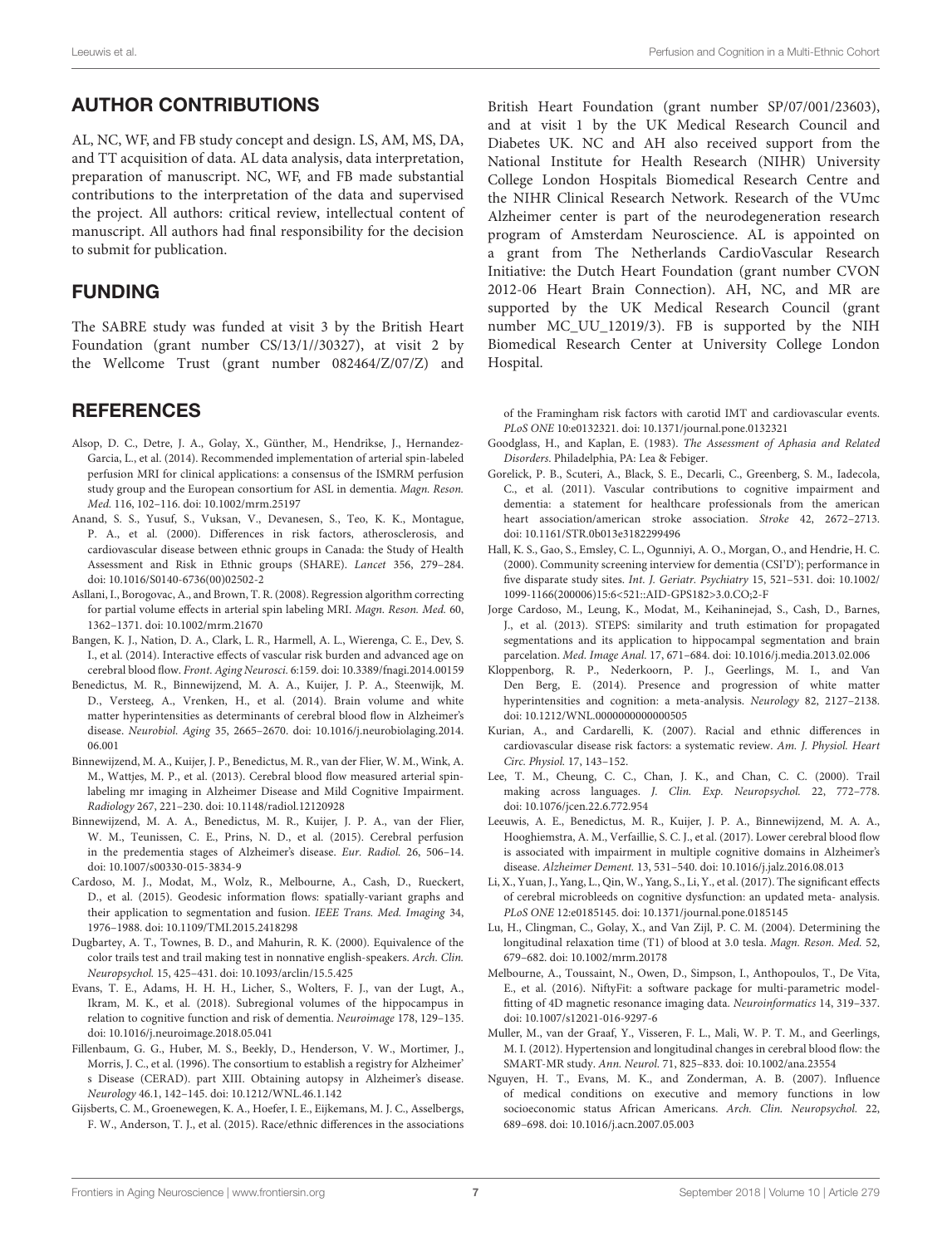## AUTHOR CONTRIBUTIONS

AL, NC, WF, and FB study concept and design. LS, AM, MS, DA, and TT acquisition of data. AL data analysis, data interpretation, preparation of manuscript. NC, WF, and FB made substantial contributions to the interpretation of the data and supervised the project. All authors: critical review, intellectual content of manuscript. All authors had final responsibility for the decision to submit for publication.

## FUNDING

The SABRE study was funded at visit 3 by the British Heart Foundation (grant number CS/13/1//30327), at visit 2 by the Wellcome Trust (grant number 082464/Z/07/Z) and British Heart Foundation (grant number SP/07/001/23603), and at visit 1 by the UK Medical Research Council and Diabetes UK. NC and AH also received support from the National Institute for Health Research (NIHR) University College London Hospitals Biomedical Research Centre and the NIHR Clinical Research Network. Research of the VUmc Alzheimer center is part of the neurodegeneration research program of Amsterdam Neuroscience. AL is appointed on a grant from The Netherlands CardioVascular Research Initiative: the Dutch Heart Foundation (grant number CVON 2012-06 Heart Brain Connection). AH, NC, and MR are supported by the UK Medical Research Council (grant number MC_UU_12019/3). FB is supported by the NIH Biomedical Research Center at University College London Hospital.

## REFERENCES

Alsop, D. C., Detre, J. A., Golay, X., Günther, M., Hendrikse, J., Hernandez-Garcia, L., et al. (2014). Recommended implementation of arterial spin-labeled perfusion MRI for clinical applications: a consensus of the ISMRM perfusion study group and the European consortium for ASL in dementia. *Magn. Reson. Med.* 116, 102–116. doi: 10.1002/mrm.25197

Anand, S. S., Yusuf, S., Vuksan, V., Devanesen, S., Teo, K. K., Montague, P. A., et al. (2000). Differences in risk factors, atherosclerosis, and cardiovascular disease between ethnic groups in Canada: the Study of Health Assessment and Risk in Ethnic groups (SHARE). *Lancet* 356, 279–284. doi: 10.1016/S0140-6736(00)02502-2

Asllani, I., Borogovac, A., and Brown, T. R. (2008). Regression algorithm correcting for partial volume effects in arterial spin labeling MRI. *Magn. Reson. Med.* 60, 1362–1371. doi: 10.1002/mrm.21670

Bangen, K. J., Nation, D. A., Clark, L. R., Harmell, A. L., Wierenga, C. E., Dev, S. I., et al. (2014). Interactive effects of vascular risk burden and advanced age on cerebral blood flow. *Front. Aging Neurosci.* 6:159. doi: 10.3389/fnagi.2014.00159

Benedictus, M. R., Binnewijzend, M. A. A., Kuijer, J. P. A., Steenwijk, M. D., Versteeg, A., Vrenken, H., et al. (2014). Brain volume and white matter hyperintensities as determinants of cerebral blood flow in Alzheimer's disease. *Neurobiol. Aging* 35, 2665–2670. doi: 10.1016/j.neurobiolaging.2014.06.001

Binnewijzend, M. A., Kuijer, J. P., Benedictus, M. R., van der Flier, W. M., Wink, A. M., Wattjes, M. P., et al. (2013). Cerebral blood flow measured arterial spin-labeling mr imaging in Alzheimer Disease and Mild Cognitive Impairment. *Radiology* 267, 221–230. doi: 10.1148/radiol.12120928

Binnewijzend, M. A. A., Benedictus, M. R., Kuijer, J. P. A., van der Flier, W. M., Teunissen, C. E., Prins, N. D., et al. (2015). Cerebral perfusion in the predementia stages of Alzheimer's disease. *Eur. Radiol.* 26, 506–14. doi: 10.1007/s00330-015-3834-9

Cardoso, M. J., Modat, M., Wolz, R., Melbourne, A., Cash, D., Rueckert, D., et al. (2015). Geodesic information flows: spatially-variant graphs and their application to segmentation and fusion. *IEEE Trans. Med. Imaging* 34, 1976–1988. doi: 10.1109/TMI.2015.2418298

Dugbartey, A. T., Townes, B. D., and Mahurin, R. K. (2000). Equivalence of the color trails test and trail making test in nonnative english-speakers. *Arch. Clin. Neuropsychol.* 15, 425–431. doi: 10.1093/arclin/15.5.425

Evans, T. E., Adams, H. H. H., Licher, S., Wolters, F. J., van der Lugt, A., Ikram, M. K., et al. (2018). Subregional volumes of the hippocampus in relation to cognitive function and risk of dementia. *Neuroimage* 178, 129–135. doi: 10.1016/j.neuroimage.2018.05.041

Fillenbaum, G. G., Huber, M. S., Beekly, D., Henderson, V. W., Mortimer, J., Morris, J. C., et al. (1996). The consortium to establish a registry for Alzheimer' s Disease (CERAD). part XIII. Obtaining autopsy in Alzheimer's disease. *Neurology* 46.1, 142–145. doi: 10.1212/WNL.46.1.142

Gijsberts, C. M., Groenewegen, K. A., Hoefer, I. E., Eijkemans, M. J. C., Asselbergs, F. W., Anderson, T. J., et al. (2015). Race/ethnic differences in the associations of the Framingham risk factors with carotid IMT and cardiovascular events. *PLoS ONE* 10:e0132321. doi: 10.1371/journal.pone.0132321

Goodglass, H., and Kaplan, E. (1983). *The Assessment of Aphasia and Related Disorders*. Philadelphia, PA: Lea & Febiger.

Gorelick, P. B., Scuteri, A., Black, S. E., Decarli, C., Greenberg, S. M., Iadecola, C., et al. (2011). Vascular contributions to cognitive impairment and dementia: a statement for healthcare professionals from the american heart association/american stroke association. *Stroke* 42, 2672–2713. doi: 10.1161/STR.0b013e3182299496

Hall, K. S., Gao, S., Emsley, C. L., Ogunniyi, A. O., Morgan, O., and Hendrie, H. C. (2000). Community screening interview for dementia (CSI'D'); performance in five disparate study sites. *Int. J. Geriatr. Psychiatry* 15, 521–531. doi: 10.1002/1099-1166(200006)15:6<521::AID-GPS182>3.0.CO;2-F

Jorge Cardoso, M., Leung, K., Modat, M., Keihaninejad, S., Cash, D., Barnes, J., et al. (2013). STEPS: similarity and truth estimation for propagated segmentations and its application to hippocampal segmentation and brain parcelation. *Med. Image Anal.* 17, 671–684. doi: 10.1016/j.media.2013.02.006

Kloppenborg, R. P., Nederkoorn, P. J., Geerlings, M. I., and Van Den Berg, E. (2014). Presence and progression of white matter hyperintensities and cognition: a meta-analysis. *Neurology* 82, 2127–2138. doi: 10.1212/WNL.0000000000000505

Kurian, A., and Cardarelli, K. (2007). Racial and ethnic differences in cardiovascular disease risk factors: a systematic review. *Am. J. Physiol. Heart Circ. Physiol.* 17, 143–152.

Lee, T. M., Cheung, C. C., Chan, J. K., and Chan, C. C. (2000). Trail making across languages. *J. Clin. Exp. Neuropsychol.* 22, 772–778. doi: 10.1076/jcen.22.6.772.954

Leeuwis, A. E., Benedictus, M. R., Kuijer, J. P. A., Binnewijzend, M. A. A., Hooghiemstra, A. M., Verfaillie, S. C. J., et al. (2017). Lower cerebral blood flow is associated with impairment in multiple cognitive domains in Alzheimer's disease. *Alzheimer Dement.* 13, 531–540. doi: 10.1016/j.jalz.2016.08.013

Li, X., Yuan, J., Yang, L., Qin, W., Yang, S., Li, Y., et al. (2017). The significant effects of cerebral microbleeds on cognitive dysfunction: an updated meta- analysis. *PLoS ONE* 12:e0185145. doi: 10.1371/journal.pone.0185145

Lu, H., Clingman, C., Golay, X., and Van Zijl, P. C. M. (2004). Determining the longitudinal relaxation time (T1) of blood at 3.0 tesla. *Magn. Reson. Med.* 52, 679–682. doi: 10.1002/mrm.20178

Melbourne, A., Toussaint, N., Owen, D., Simpson, I., Anthopoulos, T., De Vita, E., et al. (2016). NiftyFit: a software package for multi-parametric model-fitting of 4D magnetic resonance imaging data. *Neuroinformatics* 14, 319–337. doi: 10.1007/s12021-016-9297-6

Muller, M., van der Graaf, Y., Visseren, F. L., Mali, W. P. T. M., and Geerlings, M. I. (2012). Hypertension and longitudinal changes in cerebral blood flow: the SMART-MR study. *Ann. Neurol.* 71, 825–833. doi: 10.1002/ana.23554

Nguyen, H. T., Evans, M. K., and Zonderman, A. B. (2007). Influence of medical conditions on executive and memory functions in low socioeconomic status African Americans. *Arch. Clin. Neuropsychol.* 22, 689–698. doi: 10.1016/j.acn.2007.05.003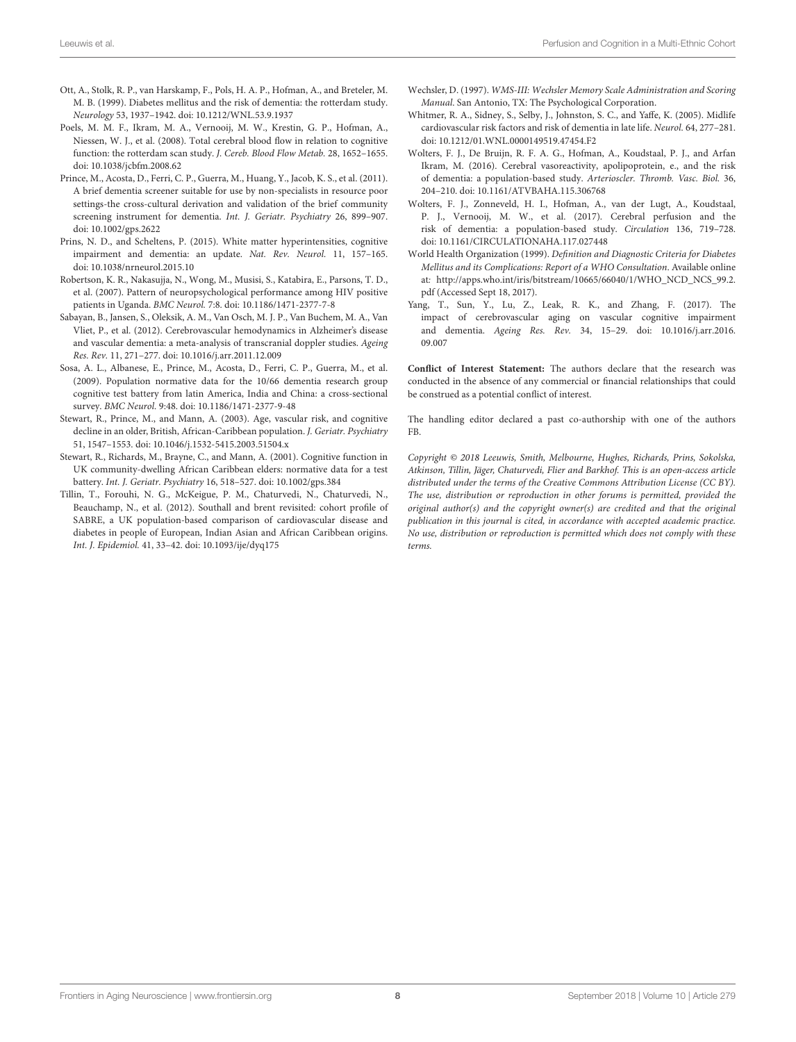Ott, A., Stolk, R. P., van Harskamp, F., Pols, H. A. P., Hofman, A., and Breteler, M. M. B. (1999). Diabetes mellitus and the risk of dementia: the rotterdam study. *Neurology* 53, 1937–1942. doi: 10.1212/WNL.53.9.1937

Poels, M. M. F., Ikram, M. A., Vernooij, M. W., Krestin, G. P., Hofman, A., Niessen, W. J., et al. (2008). Total cerebral blood flow in relation to cognitive function: the rotterdam scan study. *J. Cereb. Blood Flow Metab.* 28, 1652–1655. doi: 10.1038/jcbfm.2008.62

Prince, M., Acosta, D., Ferri, C. P., Guerra, M., Huang, Y., Jacob, K. S., et al. (2011). A brief dementia screener suitable for use by non-specialists in resource poor settings-the cross-cultural derivation and validation of the brief community screening instrument for dementia. *Int. J. Geriatr. Psychiatry* 26, 899–907. doi: 10.1002/gps.2622

Prins, N. D., and Scheltens, P. (2015). White matter hyperintensities, cognitive impairment and dementia: an update. *Nat. Rev. Neurol.* 11, 157–165. doi: 10.1038/nrneurol.2015.10

Robertson, K. R., Nakasujja, N., Wong, M., Musisi, S., Katabira, E., Parsons, T. D., et al. (2007). Pattern of neuropsychological performance among HIV positive patients in Uganda. *BMC Neurol.* 7:8. doi: 10.1186/1471-2377-7-8

Sabayan, B., Jansen, S., Oleksik, A. M., Van Osch, M. J. P., Van Buchem, M. A., Van Vliet, P., et al. (2012). Cerebrovascular hemodynamics in Alzheimer's disease and vascular dementia: a meta-analysis of transcranial doppler studies. *Ageing Res. Rev.* 11, 271–277. doi: 10.1016/j.arr.2011.12.009

Sosa, A. L., Albanese, E., Prince, M., Acosta, D., Ferri, C. P., Guerra, M., et al. (2009). Population normative data for the 10/66 dementia research group cognitive test battery from latin America, India and China: a cross-sectional survey. *BMC Neurol.* 9:48. doi: 10.1186/1471-2377-9-48

Stewart, R., Prince, M., and Mann, A. (2003). Age, vascular risk, and cognitive decline in an older, British, African-Caribbean population. *J. Geriatr. Psychiatry* 51, 1547–1553. doi: 10.1046/j.1532-5415.2003.51504.x

Stewart, R., Richards, M., Brayne, C., and Mann, A. (2001). Cognitive function in UK community-dwelling African Caribbean elders: normative data for a test battery. *Int. J. Geriatr. Psychiatry* 16, 518–527. doi: 10.1002/gps.384

Tillin, T., Forouhi, N. G., McKeigue, P. M., Chaturvedi, N., Chaturvedi, N., Beauchamp, N., et al. (2012). Southall and brent revisited: cohort profile of SABRE, a UK population-based comparison of cardiovascular disease and diabetes in people of European, Indian Asian and African Caribbean origins. *Int. J. Epidemiol.* 41, 33–42. doi: 10.1093/ije/dyq175

Wechsler, D. (1997). *WMS-III: Wechsler Memory Scale Administration and Scoring Manual*. San Antonio, TX: The Psychological Corporation.

Whitmer, R. A., Sidney, S., Selby, J., Johnston, S. C., and Yaffe, K. (2005). Midlife cardiovascular risk factors and risk of dementia in late life. *Neurol.* 64, 277–281. doi: 10.1212/01.WNL.0000149519.47454.F2

Wolters, F. J., De Bruijn, R. F. A. G., Hofman, A., Koudstaal, P. J., and Arfan Ikram, M. (2016). Cerebral vasoreactivity, apolipoprotein, e., and the risk of dementia: a population-based study. *Arterioscler. Thromb. Vasc. Biol.* 36, 204–210. doi: 10.1161/ATVBAHA.115.306768

Wolters, F. J., Zonneveld, H. I., Hofman, A., van der Lugt, A., Koudstaal, P. J., Vernooij, M. W., et al. (2017). Cerebral perfusion and the risk of dementia: a population-based study. *Circulation* 136, 719–728. doi: 10.1161/CIRCULATIONAHA.117.027448

World Health Organization (1999). *Definition and Diagnostic Criteria for Diabetes Mellitus and its Complications: Report of a WHO Consultation*. Available online at: http://apps.who.int/iris/bitstream/10665/66040/1/WHO_NCD_NCS_99.2.pdf (Accessed Sept 18, 2017).

Yang, T., Sun, Y., Lu, Z., Leak, R. K., and Zhang, F. (2017). The impact of cerebrovascular aging on vascular cognitive impairment and dementia. *Ageing Res. Rev.* 34, 15–29. doi: 10.1016/j.arr.2016.09.007

**Conflict of Interest Statement:** The authors declare that the research was conducted in the absence of any commercial or financial relationships that could be construed as a potential conflict of interest.

The handling editor declared a past co-authorship with one of the authors FB.

*Copyright © 2018 Leeuwis, Smith, Melbourne, Hughes, Richards, Prins, Sokolska, Atkinson, Tillin, Jäger, Chaturvedi, Flier and Barkhof. This is an open-access article distributed under the terms of the Creative Commons Attribution License (CC BY). The use, distribution or reproduction in other forums is permitted, provided the original author(s) and the copyright owner(s) are credited and that the original publication in this journal is cited, in accordance with accepted academic practice. No use, distribution or reproduction is permitted which does not comply with these terms.*